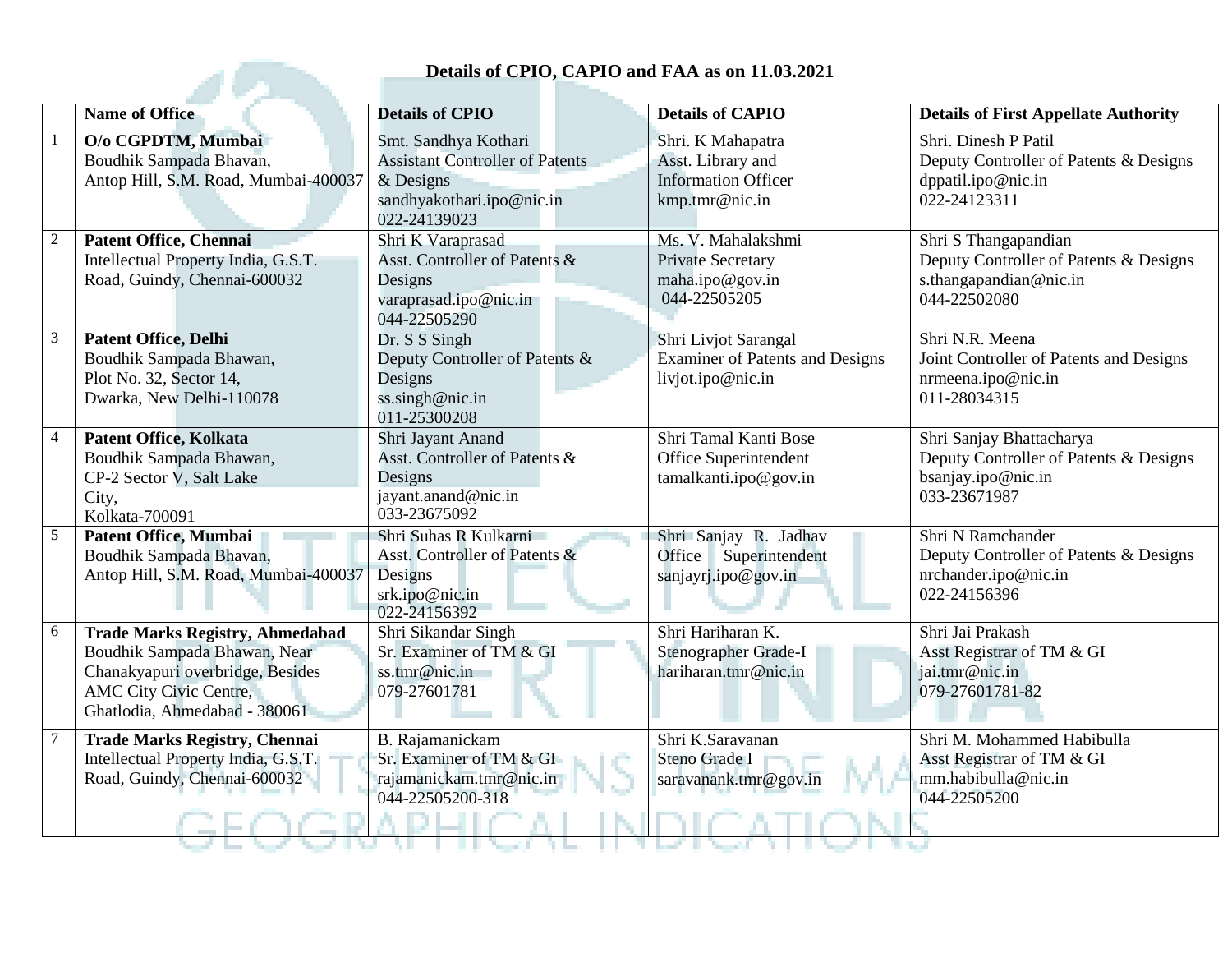## Details of CPIO, CAPIO and FAA as on 11.03.2021

| | Name of Office | Details of CPIO | Details of CAPIO | Details of First Appellate Authority |
|---|---|---|---|---|
| 1 | **O/o CGPDTM, Mumbai**<br>Boudhik Sampada Bhavan,<br>Antop Hill, S.M. Road, Mumbai-400037 | Smt. Sandhya Kothari<br>Assistant Controller of Patents & Designs<br>sandhyakothari.ipo@nic.in<br>022-24139023 | Shri. K Mahapatra<br>Asst. Library and Information Officer<br>kmp.tmr@nic.in | Shri. Dinesh P Patil<br>Deputy Controller of Patents & Designs<br>dppatil.ipo@nic.in<br>022-24123311 |
| 2 | **Patent Office, Chennai**<br>Intellectual Property India, G.S.T. Road, Guindy, Chennai-600032 | Shri K Varaprasad<br>Asst. Controller of Patents & Designs<br>varaprasad.ipo@nic.in<br>044-22505290 | Ms. V. Mahalakshmi<br>Private Secretary<br>maha.ipo@gov.in<br>044-22505205 | Shri S Thangapandian<br>Deputy Controller of Patents & Designs<br>s.thangapandian@nic.in<br>044-22502080 |
| 3 | **Patent Office, Delhi**<br>Boudhik Sampada Bhawan,<br>Plot No. 32, Sector 14,<br>Dwarka, New Delhi-110078 | Dr. S S Singh<br>Deputy Controller of Patents & Designs<br>ss.singh@nic.in<br>011-25300208 | Shri Livjot Sarangal<br>Examiner of Patents and Designs<br>livjot.ipo@nic.in | Shri N.R. Meena<br>Joint Controller of Patents and Designs<br>nrmeena.ipo@nic.in<br>011-28034315 |
| 4 | **Patent Office, Kolkata**<br>Boudhik Sampada Bhawan,<br>CP-2 Sector V, Salt Lake City,<br>Kolkata-700091 | Shri Jayant Anand<br>Asst. Controller of Patents & Designs<br>jayant.anand@nic.in<br>033-23675092 | Shri Tamal Kanti Bose<br>Office Superintendent<br>tamalkanti.ipo@gov.in | Shri Sanjay Bhattacharya<br>Deputy Controller of Patents & Designs<br>bsanjay.ipo@nic.in<br>033-23671987 |
| 5 | **Patent Office, Mumbai**<br>Boudhik Sampada Bhavan,<br>Antop Hill, S.M. Road, Mumbai-400037 | Shri Suhas R Kulkarni<br>Asst. Controller of Patents & Designs<br>srk.ipo@nic.in<br>022-24156392 | Shri Sanjay R. Jadhav<br>Office Superintendent<br>sanjayrj.ipo@gov.in | Shri N Ramchander<br>Deputy Controller of Patents & Designs<br>nrchander.ipo@nic.in<br>022-24156396 |
| 6 | **Trade Marks Registry, Ahmedabad**<br>Boudhik Sampada Bhawan, Near Chanakyapuri overbridge, Besides AMC City Civic Centre,<br>Ghatlodia, Ahmedabad - 380061 | Shri Sikandar Singh<br>Sr. Examiner of TM & GI<br>ss.tmr@nic.in<br>079-27601781 | Shri Hariharan K.<br>Stenographer Grade-I<br>hariharan.tmr@nic.in | Shri Jai Prakash<br>Asst Registrar of TM & GI<br>jai.tmr@nic.in<br>079-27601781-82 |
| 7 | **Trade Marks Registry, Chennai**<br>Intellectual Property India, G.S.T. Road, Guindy, Chennai-600032 | B. Rajamanickam<br>Sr. Examiner of TM & GI<br>rajamanickam.tmr@nic.in<br>044-22505200-318 | Shri K.Saravanan<br>Steno Grade I<br>saravanank.tmr@gov.in | Shri M. Mohammed Habibulla<br>Asst Registrar of TM & GI<br>mm.habibulla@nic.in<br>044-22505200 |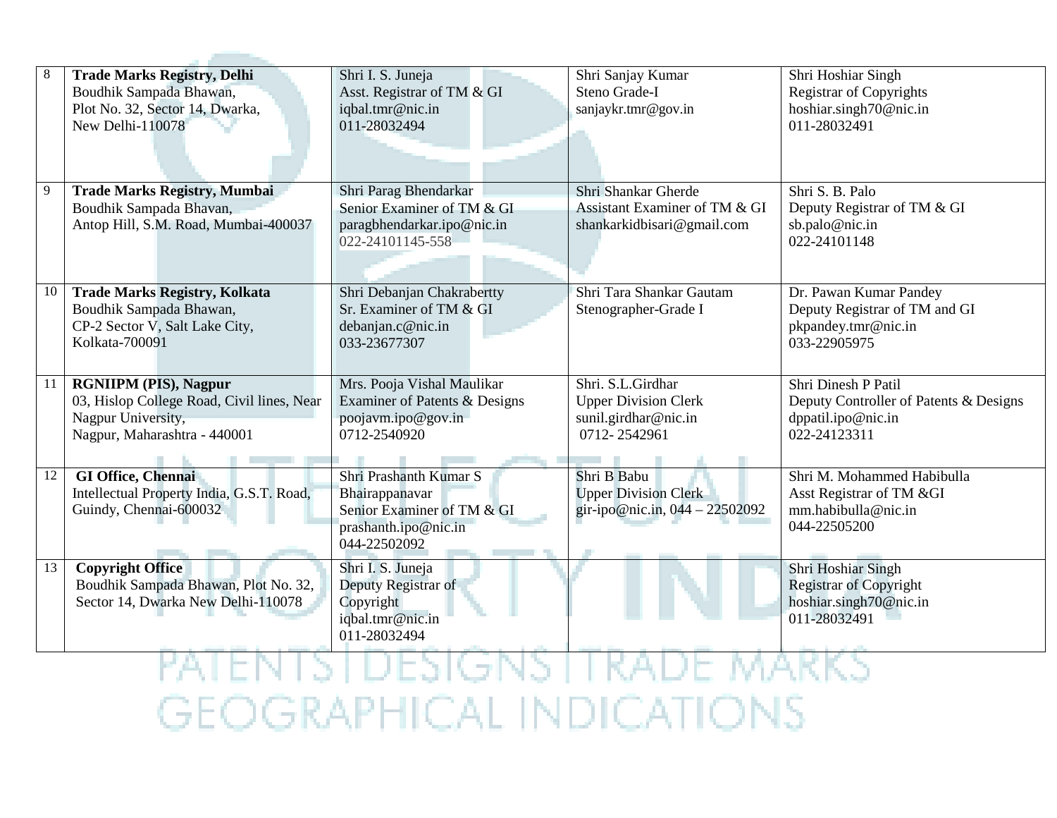| 8 | **Trade Marks Registry, Delhi**<br>Boudhik Sampada Bhawan,<br>Plot No. 32, Sector 14, Dwarka,<br>New Delhi-110078 | Shri I. S. Juneja<br>Asst. Registrar of TM & GI<br>iqbal.tmr@nic.in<br>011-28032494 | Shri Sanjay Kumar<br>Steno Grade-I<br>sanjaykr.tmr@gov.in | Shri Hoshiar Singh<br>Registrar of Copyrights<br>hoshiar.singh70@nic.in<br>011-28032491 |
|---|---|---|---|---|
| 9 | **Trade Marks Registry, Mumbai**<br>Boudhik Sampada Bhavan,<br>Antop Hill, S.M. Road, Mumbai-400037 | Shri Parag Bhendarkar<br>Senior Examiner of TM & GI<br>paragbhendarkar.ipo@nic.in<br>022-24101145-558 | Shri Shankar Gherde<br>Assistant Examiner of TM & GI<br>shankarkidbisari@gmail.com | Shri S. B. Palo<br>Deputy Registrar of TM & GI<br>sb.palo@nic.in<br>022-24101148 |
| 10 | **Trade Marks Registry, Kolkata**<br>Boudhik Sampada Bhawan,<br>CP-2 Sector V, Salt Lake City,<br>Kolkata-700091 | Shri Debanjan Chakrabertty<br>Sr. Examiner of TM & GI<br>debanjan.c@nic.in<br>033-23677307 | Shri Tara Shankar Gautam<br>Stenographer-Grade I | Dr. Pawan Kumar Pandey<br>Deputy Registrar of TM and GI<br>pkpandey.tmr@nic.in<br>033-22905975 |
| 11 | **RGNIIPM (PIS), Nagpur**<br>03, Hislop College Road, Civil lines, Near Nagpur University,<br>Nagpur, Maharashtra - 440001 | Mrs. Pooja Vishal Maulikar<br>Examiner of Patents & Designs<br>poojavm.ipo@gov.in<br>0712-2540920 | Shri. S.L.Girdhar<br>Upper Division Clerk<br>sunil.girdhar@nic.in<br>0712- 2542961 | Shri Dinesh P Patil<br>Deputy Controller of Patents & Designs<br>dppatil.ipo@nic.in<br>022-24123311 |
| 12 | **GI Office, Chennai**<br>Intellectual Property India, G.S.T. Road, Guindy, Chennai-600032 | Shri Prashanth Kumar S Bhairappanavar<br>Senior Examiner of TM & GI<br>prashanth.ipo@nic.in<br>044-22502092 | Shri B Babu<br>Upper Division Clerk<br>gir-ipo@nic.in, 044 – 22502092 | Shri M. Mohammed Habibulla<br>Asst Registrar of TM &GI<br>mm.habibulla@nic.in<br>044-22505200 |
| 13 | **Copyright Office**<br>Boudhik Sampada Bhawan, Plot No. 32, Sector 14, Dwarka New Delhi-110078 | Shri I. S. Juneja<br>Deputy Registrar of Copyright<br>iqbal.tmr@nic.in<br>011-28032494 | | Shri Hoshiar Singh<br>Registrar of Copyright<br>hoshiar.singh70@nic.in<br>011-28032491 |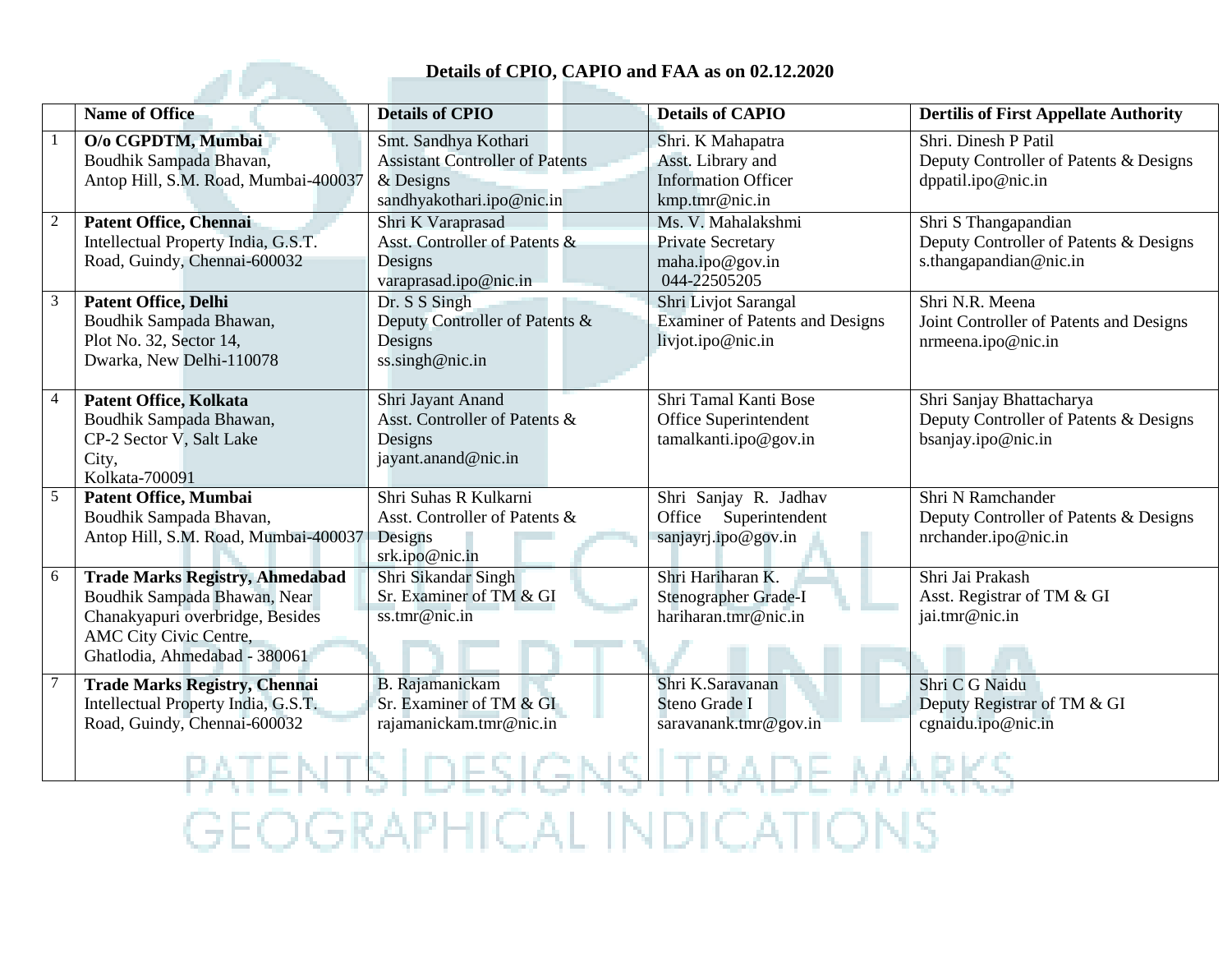**Details of CPIO, CAPIO and FAA as on 02.12.2020**

| | Name of Office | Details of CPIO | Details of CAPIO | Dertilis of First Appellate Authority |
|---|---|---|---|---|
| 1 | **O/o CGPDTM, Mumbai**<br>Boudhik Sampada Bhavan,<br>Antop Hill, S.M. Road, Mumbai-400037 | Smt. Sandhya Kothari<br>Assistant Controller of Patents & Designs<br>sandhyakothari.ipo@nic.in | Shri. K Mahapatra<br>Asst. Library and Information Officer<br>kmp.tmr@nic.in | Shri. Dinesh P Patil<br>Deputy Controller of Patents & Designs<br>dppatil.ipo@nic.in |
| 2 | **Patent Office, Chennai**<br>Intellectual Property India, G.S.T. Road, Guindy, Chennai-600032 | Shri K Varaprasad<br>Asst. Controller of Patents & Designs<br>varaprasad.ipo@nic.in | Ms. V. Mahalakshmi<br>Private Secretary<br>maha.ipo@gov.in<br>044-22505205 | Shri S Thangapandian<br>Deputy Controller of Patents & Designs<br>s.thangapandian@nic.in |
| 3 | **Patent Office, Delhi**<br>Boudhik Sampada Bhawan,<br>Plot No. 32, Sector 14,<br>Dwarka, New Delhi-110078 | Dr. S S Singh<br>Deputy Controller of Patents & Designs<br>ss.singh@nic.in | Shri Livjot Sarangal<br>Examiner of Patents and Designs<br>livjot.ipo@nic.in | Shri N.R. Meena<br>Joint Controller of Patents and Designs<br>nrmeena.ipo@nic.in |
| 4 | **Patent Office, Kolkata**<br>Boudhik Sampada Bhawan,<br>CP-2 Sector V, Salt Lake City,<br>Kolkata-700091 | Shri Jayant Anand<br>Asst. Controller of Patents & Designs<br>jayant.anand@nic.in | Shri Tamal Kanti Bose<br>Office Superintendent<br>tamalkanti.ipo@gov.in | Shri Sanjay Bhattacharya<br>Deputy Controller of Patents & Designs<br>bsanjay.ipo@nic.in |
| 5 | **Patent Office, Mumbai**<br>Boudhik Sampada Bhavan,<br>Antop Hill, S.M. Road, Mumbai-400037 | Shri Suhas R Kulkarni<br>Asst. Controller of Patents & Designs<br>srk.ipo@nic.in | Shri Sanjay R. Jadhav<br>Office Superintendent<br>sanjayrj.ipo@gov.in | Shri N Ramchander<br>Deputy Controller of Patents & Designs<br>nrchander.ipo@nic.in |
| 6 | **Trade Marks Registry, Ahmedabad**<br>Boudhik Sampada Bhawan, Near Chanakyapuri overbridge, Besides AMC City Civic Centre,<br>Ghatlodia, Ahmedabad - 380061 | Shri Sikandar Singh<br>Sr. Examiner of TM & GI<br>ss.tmr@nic.in | Shri Hariharan K.<br>Stenographer Grade-I<br>hariharan.tmr@nic.in | Shri Jai Prakash<br>Asst. Registrar of TM & GI<br>jai.tmr@nic.in |
| 7 | **Trade Marks Registry, Chennai**<br>Intellectual Property India, G.S.T. Road, Guindy, Chennai-600032 | B. Rajamanickam<br>Sr. Examiner of TM & GI<br>rajamanickam.tmr@nic.in | Shri K.Saravanan<br>Steno Grade I<br>saravanank.tmr@gov.in | Shri C G Naidu<br>Deputy Registrar of TM & GI<br>cgnaidu.ipo@nic.in |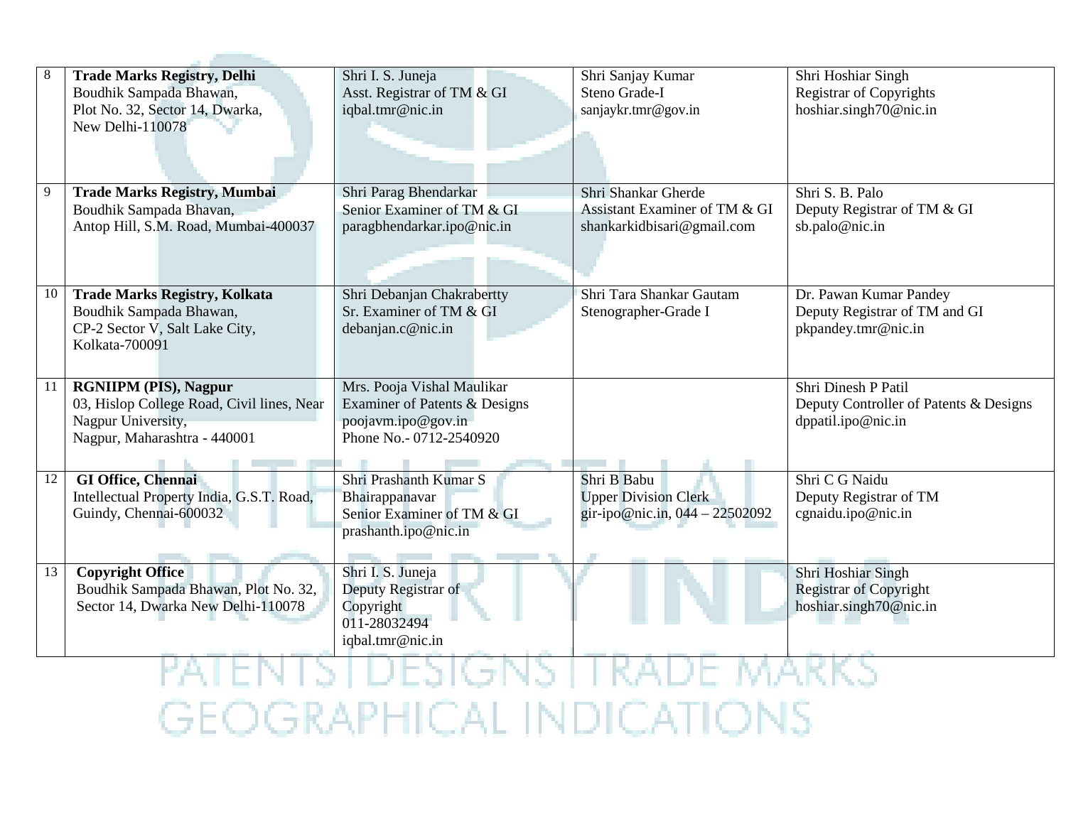| 8 | **Trade Marks Registry, Delhi**<br>Boudhik Sampada Bhawan,<br>Plot No. 32, Sector 14, Dwarka,<br>New Delhi-110078 | Shri I. S. Juneja<br>Asst. Registrar of TM & GI<br>iqbal.tmr@nic.in | Shri Sanjay Kumar<br>Steno Grade-I<br>sanjaykr.tmr@gov.in | Shri Hoshiar Singh<br>Registrar of Copyrights<br>hoshiar.singh70@nic.in |
|---|---|---|---|---|
| 9 | **Trade Marks Registry, Mumbai**<br>Boudhik Sampada Bhavan,<br>Antop Hill, S.M. Road, Mumbai-400037 | Shri Parag Bhendarkar<br>Senior Examiner of TM & GI<br>paragbhendarkar.ipo@nic.in | Shri Shankar Gherde<br>Assistant Examiner of TM & GI<br>shankarkidbisari@gmail.com | Shri S. B. Palo<br>Deputy Registrar of TM & GI<br>sb.palo@nic.in |
| 10 | **Trade Marks Registry, Kolkata**<br>Boudhik Sampada Bhawan,<br>CP-2 Sector V, Salt Lake City,<br>Kolkata-700091 | Shri Debanjan Chakrabertty<br>Sr. Examiner of TM & GI<br>debanjan.c@nic.in | Shri Tara Shankar Gautam<br>Stenographer-Grade I | Dr. Pawan Kumar Pandey<br>Deputy Registrar of TM and GI<br>pkpandey.tmr@nic.in |
| 11 | **RGNIIPM (PIS), Nagpur**<br>03, Hislop College Road, Civil lines, Near Nagpur University,<br>Nagpur, Maharashtra - 440001 | Mrs. Pooja Vishal Maulikar<br>Examiner of Patents & Designs<br>poojavm.ipo@gov.in<br>Phone No.- 0712-2540920 | | Shri Dinesh P Patil<br>Deputy Controller of Patents & Designs<br>dppatil.ipo@nic.in |
| 12 | **GI Office, Chennai**<br>Intellectual Property India, G.S.T. Road, Guindy, Chennai-600032 | Shri Prashanth Kumar S Bhairappanavar<br>Senior Examiner of TM & GI<br>prashanth.ipo@nic.in | Shri B Babu<br>Upper Division Clerk<br>gir-ipo@nic.in, 044 – 22502092 | Shri C G Naidu<br>Deputy Registrar of TM<br>cgnaidu.ipo@nic.in |
| 13 | **Copyright Office**<br>Boudhik Sampada Bhawan, Plot No. 32, Sector 14, Dwarka New Delhi-110078 | Shri I. S. Juneja<br>Deputy Registrar of Copyright<br>011-28032494<br>iqbal.tmr@nic.in | | Shri Hoshiar Singh<br>Registrar of Copyright<br>hoshiar.singh70@nic.in |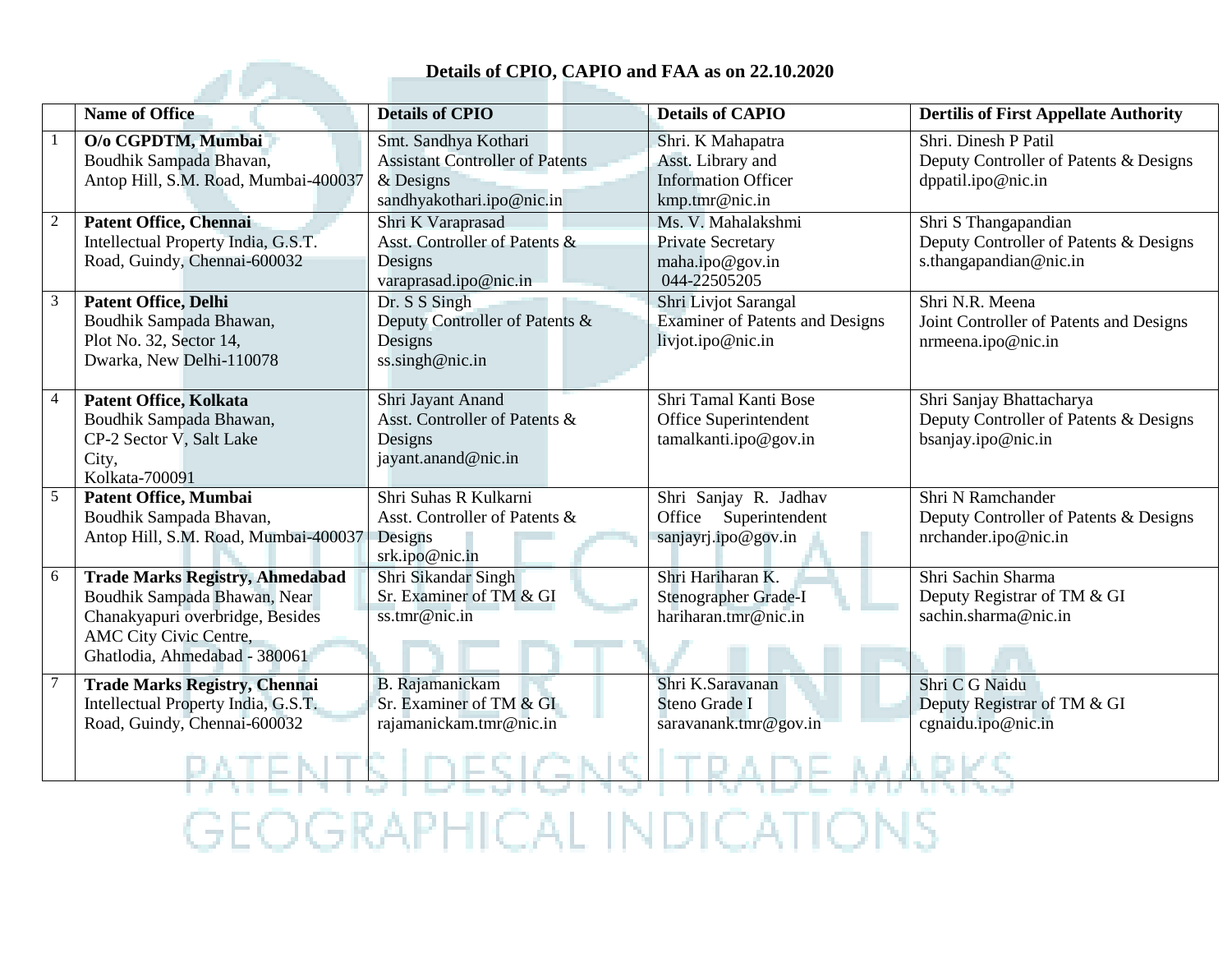**Details of CPIO, CAPIO and FAA as on 22.10.2020**

| | Name of Office | Details of CPIO | Details of CAPIO | Dertilis of First Appellate Authority |
|---|---|---|---|---|
| 1 | **O/o CGPDTM, Mumbai**<br>Boudhik Sampada Bhavan,<br>Antop Hill, S.M. Road, Mumbai-400037 | Smt. Sandhya Kothari<br>Assistant Controller of Patents & Designs<br>sandhyakothari.ipo@nic.in | Shri. K Mahapatra<br>Asst. Library and Information Officer<br>kmp.tmr@nic.in | Shri. Dinesh P Patil<br>Deputy Controller of Patents & Designs<br>dppatil.ipo@nic.in |
| 2 | **Patent Office, Chennai**<br>Intellectual Property India, G.S.T. Road, Guindy, Chennai-600032 | Shri K Varaprasad<br>Asst. Controller of Patents & Designs<br>varaprasad.ipo@nic.in | Ms. V. Mahalakshmi<br>Private Secretary<br>maha.ipo@gov.in<br>044-22505205 | Shri S Thangapandian<br>Deputy Controller of Patents & Designs<br>s.thangapandian@nic.in |
| 3 | **Patent Office, Delhi**<br>Boudhik Sampada Bhawan,<br>Plot No. 32, Sector 14,<br>Dwarka, New Delhi-110078 | Dr. S S Singh<br>Deputy Controller of Patents & Designs<br>ss.singh@nic.in | Shri Livjot Sarangal<br>Examiner of Patents and Designs<br>livjot.ipo@nic.in | Shri N.R. Meena<br>Joint Controller of Patents and Designs<br>nrmeena.ipo@nic.in |
| 4 | **Patent Office, Kolkata**<br>Boudhik Sampada Bhawan,<br>CP-2 Sector V, Salt Lake City,<br>Kolkata-700091 | Shri Jayant Anand<br>Asst. Controller of Patents & Designs<br>jayant.anand@nic.in | Shri Tamal Kanti Bose<br>Office Superintendent<br>tamalkanti.ipo@gov.in | Shri Sanjay Bhattacharya<br>Deputy Controller of Patents & Designs<br>bsanjay.ipo@nic.in |
| 5 | **Patent Office, Mumbai**<br>Boudhik Sampada Bhawan,<br>Antop Hill, S.M. Road, Mumbai-400037 | Shri Suhas R Kulkarni<br>Asst. Controller of Patents & Designs<br>srk.ipo@nic.in | Shri Sanjay R. Jadhav<br>Office Superintendent<br>sanjayrj.ipo@gov.in | Shri N Ramchander<br>Deputy Controller of Patents & Designs<br>nrchander.ipo@nic.in |
| 6 | **Trade Marks Registry, Ahmedabad**<br>Boudhik Sampada Bhawan, Near Chanakyapuri overbridge, Besides AMC City Civic Centre,<br>Ghatlodia, Ahmedabad - 380061 | Shri Sikandar Singh<br>Sr. Examiner of TM & GI<br>ss.tmr@nic.in | Shri Hariharan K.<br>Stenographer Grade-I<br>hariharan.tmr@nic.in | Shri Sachin Sharma<br>Deputy Registrar of TM & GI<br>sachin.sharma@nic.in |
| 7 | **Trade Marks Registry, Chennai**<br>Intellectual Property India, G.S.T. Road, Guindy, Chennai-600032 | B. Rajamanickam<br>Sr. Examiner of TM & GI<br>rajamanickam.tmr@nic.in | Shri K.Saravanan<br>Steno Grade I<br>saravanank.tmr@gov.in | Shri C G Naidu<br>Deputy Registrar of TM & GI<br>cgnaidu.ipo@nic.in |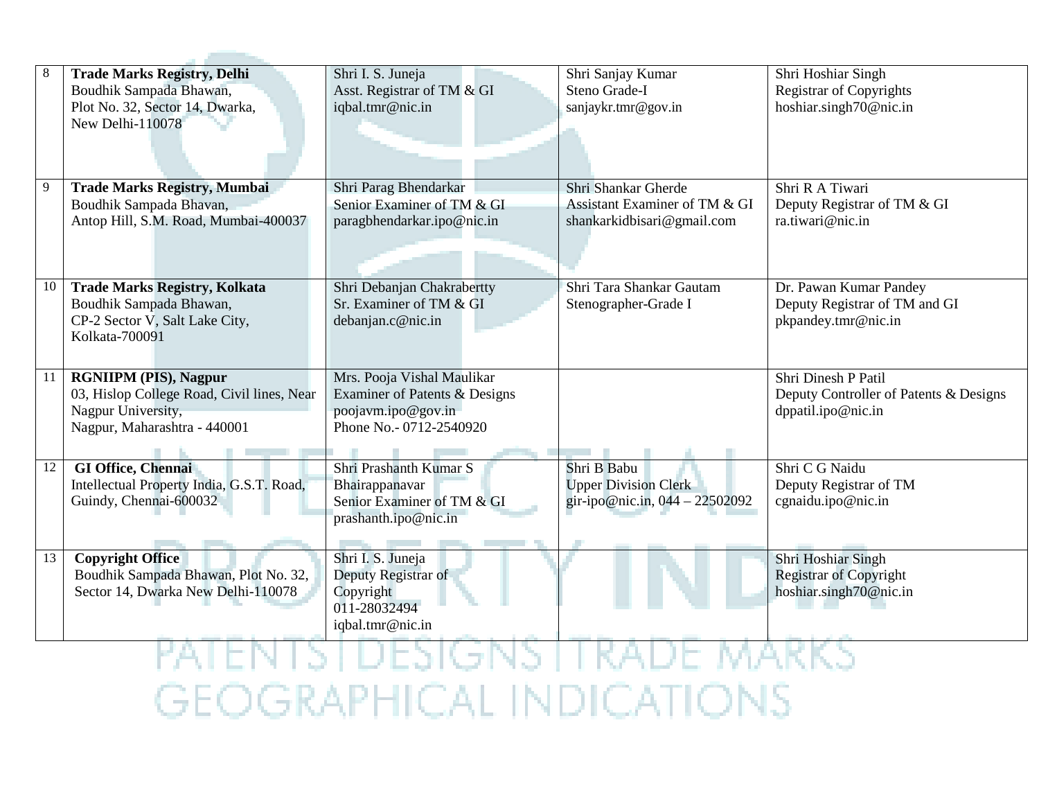| | | | | |
|---|---|---|---|---|
| 8 | **Trade Marks Registry, Delhi**<br>Boudhik Sampada Bhawan,<br>Plot No. 32, Sector 14, Dwarka,<br>New Delhi-110078 | Shri I. S. Juneja<br>Asst. Registrar of TM & GI<br>iqbal.tmr@nic.in | Shri Sanjay Kumar<br>Steno Grade-I<br>sanjaykr.tmr@gov.in | Shri Hoshiar Singh<br>Registrar of Copyrights<br>hoshiar.singh70@nic.in |
| 9 | **Trade Marks Registry, Mumbai**<br>Boudhik Sampada Bhawan,<br>Antop Hill, S.M. Road, Mumbai-400037 | Shri Parag Bhendarkar<br>Senior Examiner of TM & GI<br>paragbhendarkar.ipo@nic.in | Shri Shankar Gherde<br>Assistant Examiner of TM & GI<br>shankarkidbisari@gmail.com | Shri R A Tiwari<br>Deputy Registrar of TM & GI<br>ra.tiwari@nic.in |
| 10 | **Trade Marks Registry, Kolkata**<br>Boudhik Sampada Bhawan,<br>CP-2 Sector V, Salt Lake City,<br>Kolkata-700091 | Shri Debanjan Chakrabertty<br>Sr. Examiner of TM & GI<br>debanjan.c@nic.in | Shri Tara Shankar Gautam<br>Stenographer-Grade I | Dr. Pawan Kumar Pandey<br>Deputy Registrar of TM and GI<br>pkpandey.tmr@nic.in |
| 11 | **RGNIIPM (PIS), Nagpur**<br>03, Hislop College Road, Civil lines, Near Nagpur University,<br>Nagpur, Maharashtra - 440001 | Mrs. Pooja Vishal Maulikar<br>Examiner of Patents & Designs<br>poojavm.ipo@gov.in<br>Phone No.- 0712-2540920 | | Shri Dinesh P Patil<br>Deputy Controller of Patents & Designs<br>dppatil.ipo@nic.in |
| 12 | **GI Office, Chennai**<br>Intellectual Property India, G.S.T. Road, Guindy, Chennai-600032 | Shri Prashanth Kumar S Bhairappanavar<br>Senior Examiner of TM & GI<br>prashanth.ipo@nic.in | Shri B Babu<br>Upper Division Clerk<br>gir-ipo@nic.in, 044 – 22502092 | Shri C G Naidu<br>Deputy Registrar of TM<br>cgnaidu.ipo@nic.in |
| 13 | **Copyright Office**<br>Boudhik Sampada Bhawan, Plot No. 32, Sector 14, Dwarka New Delhi-110078 | Shri I. S. Juneja<br>Deputy Registrar of Copyright<br>011-28032494<br>iqbal.tmr@nic.in | | Shri Hoshiar Singh<br>Registrar of Copyright<br>hoshiar.singh70@nic.in |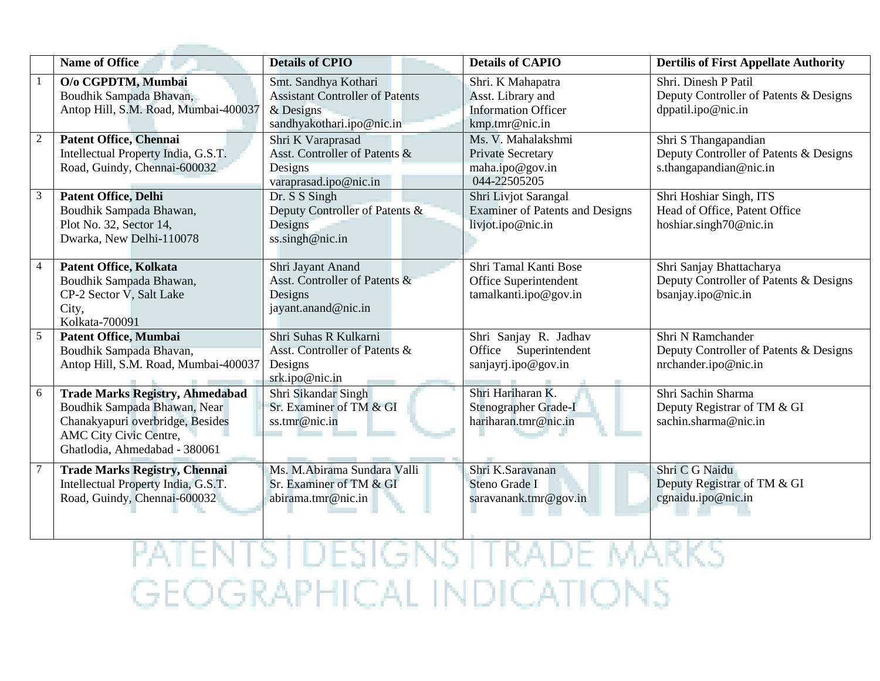|  | Name of Office | Details of CPIO | Details of CAPIO | Dertilis of First Appellate Authority |
|---|---|---|---|---|
| 1 | **O/o CGPDTM, Mumbai** Boudhik Sampada Bhavan, Antop Hill, S.M. Road, Mumbai-400037 | Smt. Sandhya Kothari Assistant Controller of Patents & Designs sandhyakothari.ipo@nic.in | Shri. K Mahapatra Asst. Library and Information Officer kmp.tmr@nic.in | Shri. Dinesh P Patil Deputy Controller of Patents & Designs dppatil.ipo@nic.in |
| 2 | **Patent Office, Chennai** Intellectual Property India, G.S.T. Road, Guindy, Chennai-600032 | Shri K Varaprasad Asst. Controller of Patents & Designs varaprasad.ipo@nic.in | Ms. V. Mahalakshmi Private Secretary maha.ipo@gov.in 044-22505205 | Shri S Thangapandian Deputy Controller of Patents & Designs s.thangapandian@nic.in |
| 3 | **Patent Office, Delhi** Boudhik Sampada Bhawan, Plot No. 32, Sector 14, Dwarka, New Delhi-110078 | Dr. S S Singh Deputy Controller of Patents & Designs ss.singh@nic.in | Shri Livjot Sarangal Examiner of Patents and Designs livjot.ipo@nic.in | Shri Hoshiar Singh, ITS Head of Office, Patent Office hoshiar.singh70@nic.in |
| 4 | **Patent Office, Kolkata** Boudhik Sampada Bhawan, CP-2 Sector V, Salt Lake City, Kolkata-700091 | Shri Jayant Anand Asst. Controller of Patents & Designs jayant.anand@nic.in | Shri Tamal Kanti Bose Office Superintendent tamalkanti.ipo@gov.in | Shri Sanjay Bhattacharya Deputy Controller of Patents & Designs bsanjay.ipo@nic.in |
| 5 | **Patent Office, Mumbai** Boudhik Sampada Bhawan, Antop Hill, S.M. Road, Mumbai-400037 | Shri Suhas R Kulkarni Asst. Controller of Patents & Designs srk.ipo@nic.in | Shri Sanjay R. Jadhav Office Superintendent sanjayrj.ipo@gov.in | Shri N Ramchander Deputy Controller of Patents & Designs nrchander.ipo@nic.in |
| 6 | **Trade Marks Registry, Ahmedabad** Boudhik Sampada Bhawan, Near Chanakyapuri overbridge, Besides AMC City Civic Centre, Ghatlodia, Ahmedabad - 380061 | Shri Sikandar Singh Sr. Examiner of TM & GI ss.tmr@nic.in | Shri Hariharan K. Stenographer Grade-I hariharan.tmr@nic.in | Shri Sachin Sharma Deputy Registrar of TM & GI sachin.sharma@nic.in |
| 7 | **Trade Marks Registry, Chennai** Intellectual Property India, G.S.T. Road, Guindy, Chennai-600032 | Ms. M.Abirama Sundara Valli Sr. Examiner of TM & GI abirama.tmr@nic.in | Shri K.Saravanan Steno Grade I saravanank.tmr@gov.in | Shri C G Naidu Deputy Registrar of TM & GI cgnaidu.ipo@nic.in |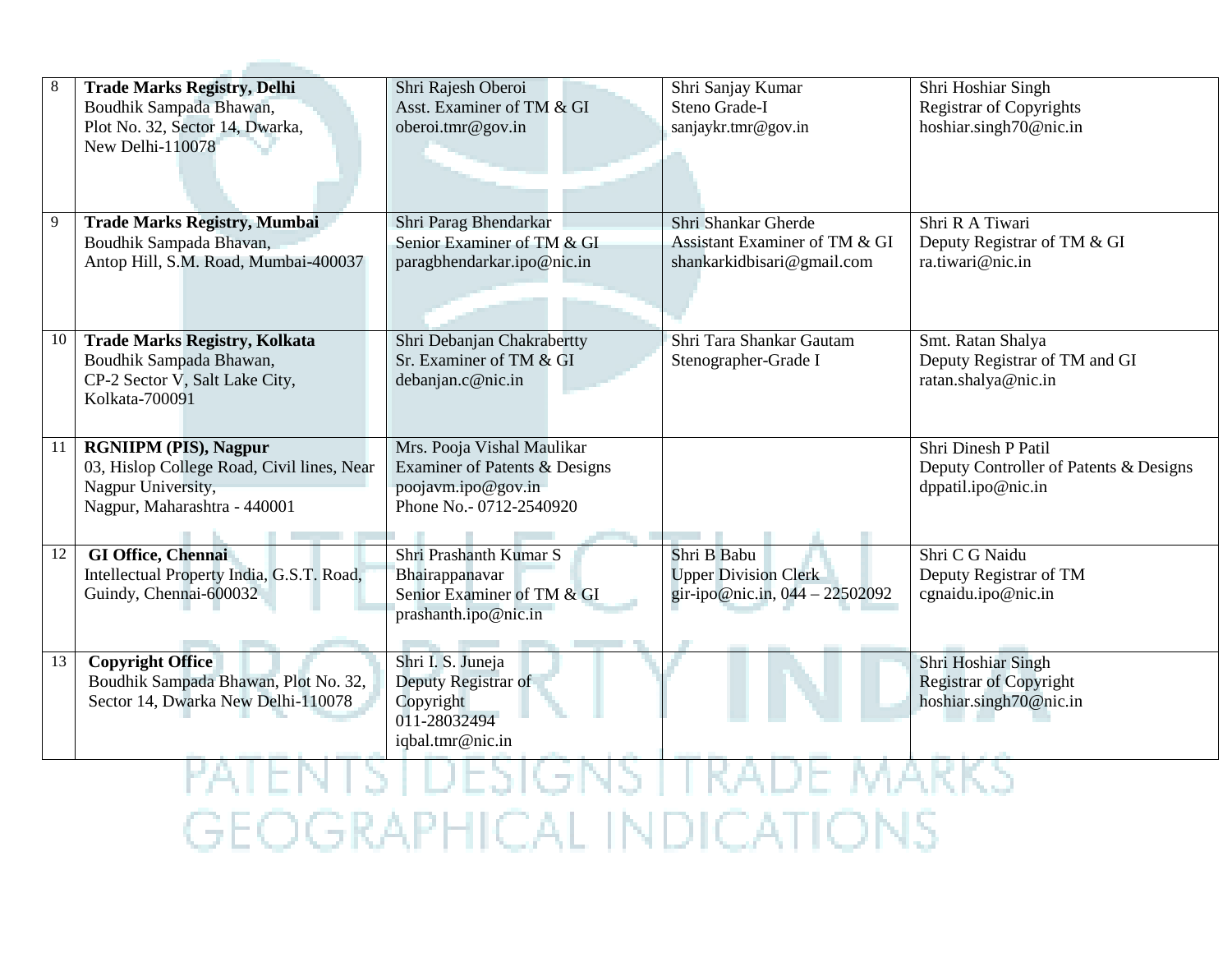| 8 | **Trade Marks Registry, Delhi** Boudhik Sampada Bhawan, Plot No. 32, Sector 14, Dwarka, New Delhi-110078 | Shri Rajesh Oberoi Asst. Examiner of TM & GI oberoi.tmr@gov.in | Shri Sanjay Kumar Steno Grade-I sanjaykr.tmr@gov.in | Shri Hoshiar Singh Registrar of Copyrights hoshiar.singh70@nic.in |
|---|---|---|---|---|
| 9 | **Trade Marks Registry, Mumbai** Boudhik Sampada Bhawan, Antop Hill, S.M. Road, Mumbai-400037 | Shri Parag Bhendarkar Senior Examiner of TM & GI paragbhendarkar.ipo@nic.in | Shri Shankar Gherde Assistant Examiner of TM & GI shankarkidbisari@gmail.com | Shri R A Tiwari Deputy Registrar of TM & GI ra.tiwari@nic.in |
| 10 | **Trade Marks Registry, Kolkata** Boudhik Sampada Bhawan, CP-2 Sector V, Salt Lake City, Kolkata-700091 | Shri Debanjan Chakrabertty Sr. Examiner of TM & GI debanjan.c@nic.in | Shri Tara Shankar Gautam Stenographer-Grade I | Smt. Ratan Shalya Deputy Registrar of TM and GI ratan.shalya@nic.in |
| 11 | **RGNIIPM (PIS), Nagpur** 03, Hislop College Road, Civil lines, Near Nagpur University, Nagpur, Maharashtra - 440001 | Mrs. Pooja Vishal Maulikar Examiner of Patents & Designs poojavm.ipo@gov.in Phone No.- 0712-2540920 | | Shri Dinesh P Patil Deputy Controller of Patents & Designs dppatil.ipo@nic.in |
| 12 | **GI Office, Chennai** Intellectual Property India, G.S.T. Road, Guindy, Chennai-600032 | Shri Prashanth Kumar S Bhairappanavar Senior Examiner of TM & GI prashanth.ipo@nic.in | Shri B Babu Upper Division Clerk gir-ipo@nic.in, 044 – 22502092 | Shri C G Naidu Deputy Registrar of TM cgnaidu.ipo@nic.in |
| 13 | **Copyright Office** Boudhik Sampada Bhawan, Plot No. 32, Sector 14, Dwarka New Delhi-110078 | Shri I. S. Juneja Deputy Registrar of Copyright 011-28032494 iqbal.tmr@nic.in | | Shri Hoshiar Singh Registrar of Copyright hoshiar.singh70@nic.in |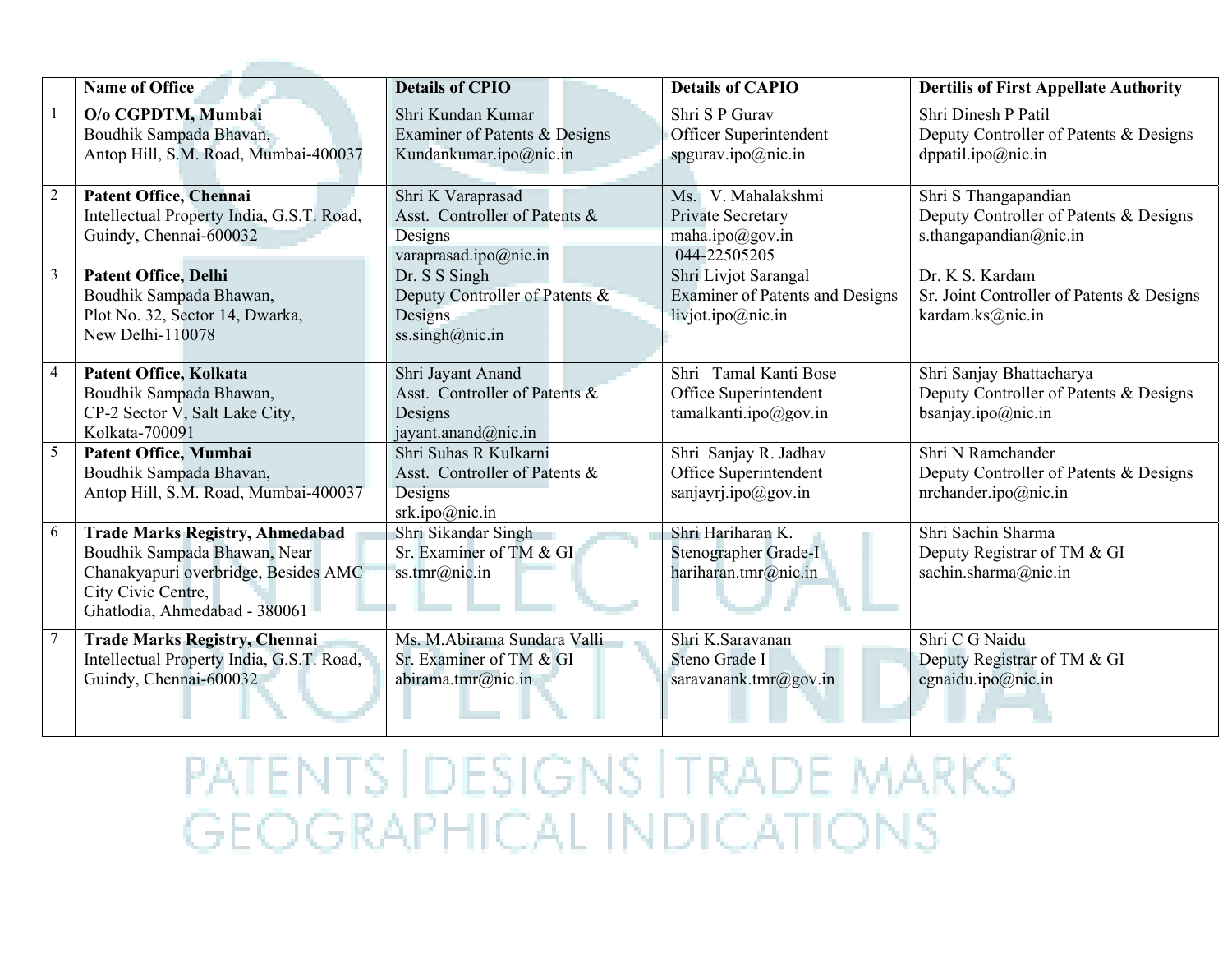| | Name of Office | Details of CPIO | Details of CAPIO | Dertilis of First Appellate Authority |
|---|---|---|---|---|
| 1 | **O/o CGPDTM, Mumbai**<br>Boudhik Sampada Bhavan,<br>Antop Hill, S.M. Road, Mumbai-400037 | Shri Kundan Kumar<br>Examiner of Patents & Designs<br>Kundankumar.ipo@nic.in | Shri S P Gurav<br>Officer Superintendent<br>spgurav.ipo@nic.in | Shri Dinesh P Patil<br>Deputy Controller of Patents & Designs<br>dppatil.ipo@nic.in |
| 2 | **Patent Office, Chennai**<br>Intellectual Property India, G.S.T. Road,<br>Guindy, Chennai-600032 | Shri K Varaprasad<br>Asst. Controller of Patents & Designs<br>varaprasad.ipo@nic.in | Ms. V. Mahalakshmi<br>Private Secretary<br>maha.ipo@gov.in<br>044-22505205 | Shri S Thangapandian<br>Deputy Controller of Patents & Designs<br>s.thangapandian@nic.in |
| 3 | **Patent Office, Delhi**<br>Boudhik Sampada Bhawan,<br>Plot No. 32, Sector 14, Dwarka,<br>New Delhi-110078 | Dr. S S Singh<br>Deputy Controller of Patents & Designs<br>ss.singh@nic.in | Shri Livjot Sarangal<br>Examiner of Patents and Designs<br>livjot.ipo@nic.in | Dr. K S. Kardam<br>Sr. Joint Controller of Patents & Designs<br>kardam.ks@nic.in |
| 4 | **Patent Office, Kolkata**<br>Boudhik Sampada Bhawan,<br>CP-2 Sector V, Salt Lake City,<br>Kolkata-700091 | Shri Jayant Anand<br>Asst. Controller of Patents & Designs<br>jayant.anand@nic.in | Shri Tamal Kanti Bose<br>Office Superintendent<br>tamalkanti.ipo@gov.in | Shri Sanjay Bhattacharya<br>Deputy Controller of Patents & Designs<br>bsanjay.ipo@nic.in |
| 5 | **Patent Office, Mumbai**<br>Boudhik Sampada Bhavan,<br>Antop Hill, S.M. Road, Mumbai-400037 | Shri Suhas R Kulkarni<br>Asst. Controller of Patents & Designs<br>srk.ipo@nic.in | Shri Sanjay R. Jadhav<br>Office Superintendent<br>sanjayrj.ipo@gov.in | Shri N Ramchander<br>Deputy Controller of Patents & Designs<br>nrchander.ipo@nic.in |
| 6 | **Trade Marks Registry, Ahmedabad**<br>Boudhik Sampada Bhawan, Near Chanakyapuri overbridge, Besides AMC City Civic Centre,<br>Ghatlodia, Ahmedabad - 380061 | Shri Sikandar Singh<br>Sr. Examiner of TM & GI<br>ss.tmr@nic.in | Shri Hariharan K.<br>Stenographer Grade-I<br>hariharan.tmr@nic.in | Shri Sachin Sharma<br>Deputy Registrar of TM & GI<br>sachin.sharma@nic.in |
| 7 | **Trade Marks Registry, Chennai**<br>Intellectual Property India, G.S.T. Road,<br>Guindy, Chennai-600032 | Ms. M.Abirama Sundara Valli<br>Sr. Examiner of TM & GI<br>abirama.tmr@nic.in | Shri K.Saravanan<br>Steno Grade I<br>saravanank.tmr@gov.in | Shri C G Naidu<br>Deputy Registrar of TM & GI<br>cgnaidu.ipo@nic.in |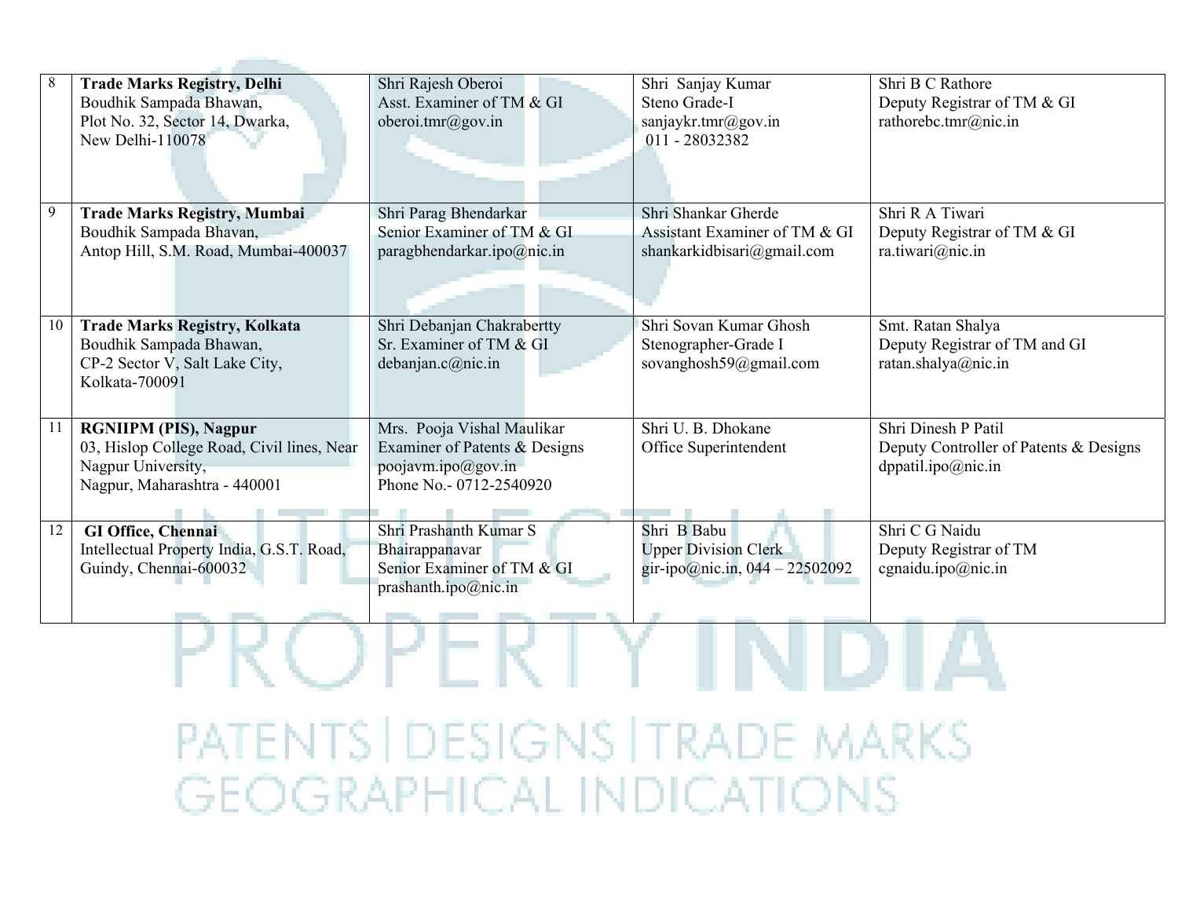| | | | | |
|---|---|---|---|---|
| 8 | **Trade Marks Registry, Delhi**<br>Boudhik Sampada Bhawan,<br>Plot No. 32, Sector 14, Dwarka,<br>New Delhi-110078 | Shri Rajesh Oberoi<br>Asst. Examiner of TM & GI<br>oberoi.tmr@gov.in | Shri Sanjay Kumar<br>Steno Grade-I<br>sanjaykr.tmr@gov.in<br>011 - 28032382 | Shri B C Rathore<br>Deputy Registrar of TM & GI<br>rathorebc.tmr@nic.in |
| 9 | **Trade Marks Registry, Mumbai**<br>Boudhik Sampada Bhawan,<br>Antop Hill, S.M. Road, Mumbai-400037 | Shri Parag Bhendarkar<br>Senior Examiner of TM & GI<br>paragbhendarkar.ipo@nic.in | Shri Shankar Gherde<br>Assistant Examiner of TM & GI<br>shankarkidbisari@gmail.com | Shri R A Tiwari<br>Deputy Registrar of TM & GI<br>ra.tiwari@nic.in |
| 10 | **Trade Marks Registry, Kolkata**<br>Boudhik Sampada Bhawan,<br>CP-2 Sector V, Salt Lake City,<br>Kolkata-700091 | Shri Debanjan Chakrabertty<br>Sr. Examiner of TM & GI<br>debanjan.c@nic.in | Shri Sovan Kumar Ghosh<br>Stenographer-Grade I<br>sovanghosh59@gmail.com | Smt. Ratan Shalya<br>Deputy Registrar of TM and GI<br>ratan.shalya@nic.in |
| 11 | **RGNIIPM (PIS), Nagpur**<br>03, Hislop College Road, Civil lines, Near Nagpur University,<br>Nagpur, Maharashtra - 440001 | Mrs. Pooja Vishal Maulikar<br>Examiner of Patents & Designs<br>poojavm.ipo@gov.in<br>Phone No.- 0712-2540920 | Shri U. B. Dhokane<br>Office Superintendent | Shri Dinesh P Patil<br>Deputy Controller of Patents & Designs<br>dppatil.ipo@nic.in |
| 12 | **GI Office, Chennai**<br>Intellectual Property India, G.S.T. Road,<br>Guindy, Chennai-600032 | Shri Prashanth Kumar S Bhairappanavar<br>Senior Examiner of TM & GI<br>prashanth.ipo@nic.in | Shri B Babu<br>Upper Division Clerk<br>gir-ipo@nic.in, 044 – 22502092 | Shri C G Naidu<br>Deputy Registrar of TM<br>cgnaidu.ipo@nic.in |